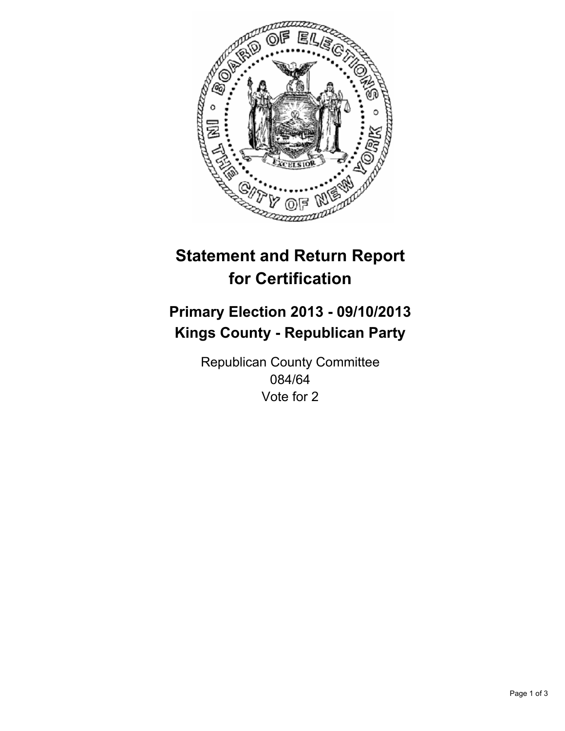# Statement and Return Report for Certification

## Primary Election 2013 - 09/10/2013
## Kings County - Republican Party

Republican County Committee
084/64
Vote for 2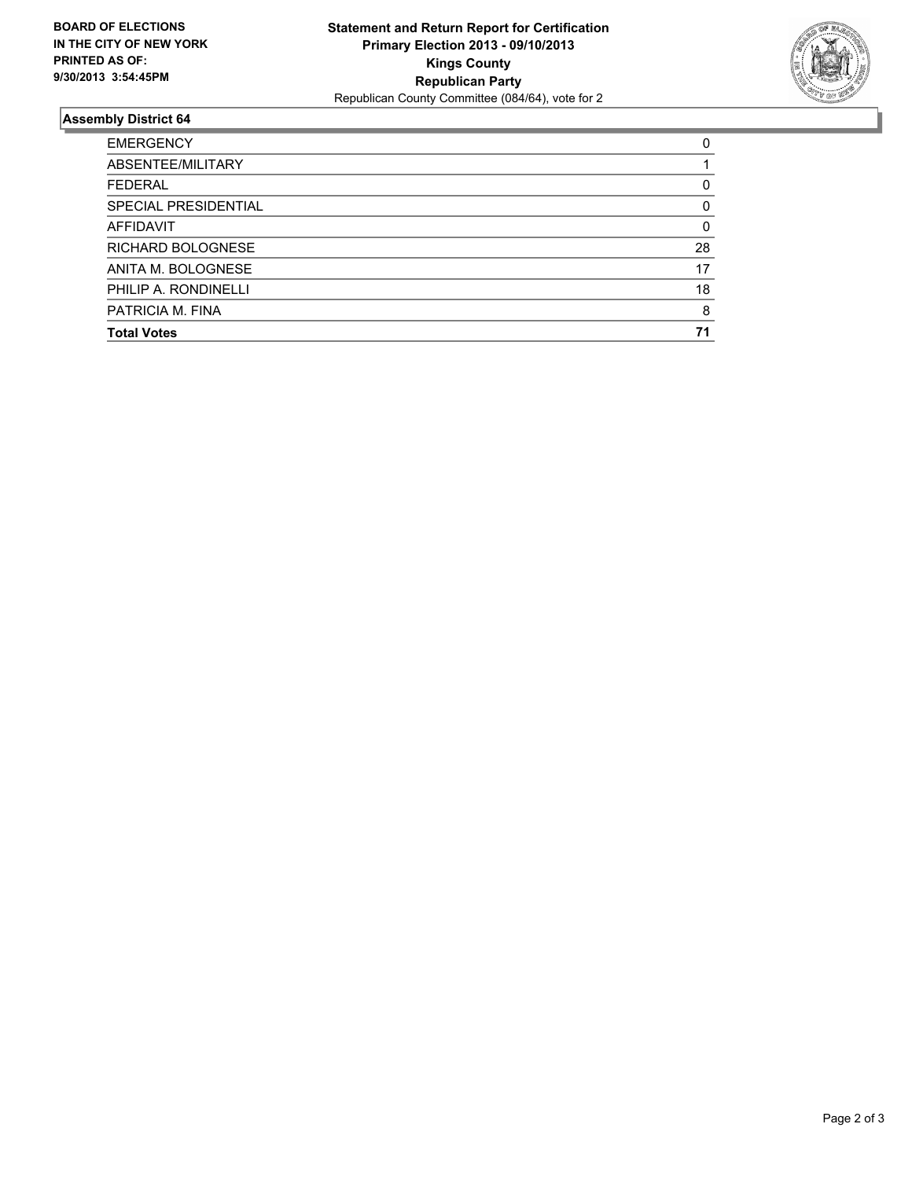**BOARD OF ELECTIONS IN THE CITY OF NEW YORK PRINTED AS OF: 9/30/2013 3:54:45PM**

**Statement and Return Report for Certification**
**Primary Election 2013 - 09/10/2013**
**Kings County**
**Republican Party**
Republican County Committee (084/64), vote for 2

## Assembly District 64

| | |
|---|---|
| EMERGENCY | 0 |
| ABSENTEE/MILITARY | 1 |
| FEDERAL | 0 |
| SPECIAL PRESIDENTIAL | 0 |
| AFFIDAVIT | 0 |
| RICHARD BOLOGNESE | 28 |
| ANITA M. BOLOGNESE | 17 |
| PHILIP A. RONDINELLI | 18 |
| PATRICIA M. FINA | 8 |
| **Total Votes** | **71** |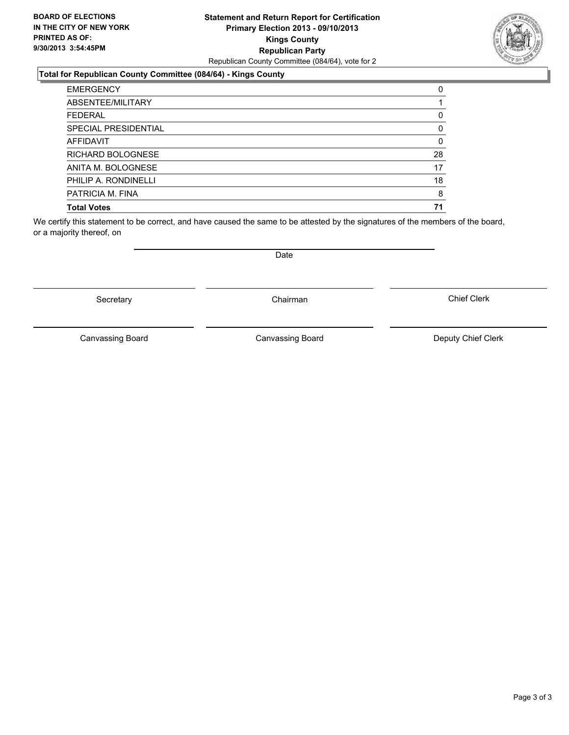**BOARD OF ELECTIONS**
**IN THE CITY OF NEW YORK**
**PRINTED AS OF:**
**9/30/2013 3:54:45PM**

**Statement and Return Report for Certification**
**Primary Election 2013 - 09/10/2013**
**Kings County**
**Republican Party**
Republican County Committee (084/64), vote for 2

### Total for Republican County Committee (084/64) - Kings County

| | |
|---|---|
| EMERGENCY | 0 |
| ABSENTEE/MILITARY | 1 |
| FEDERAL | 0 |
| SPECIAL PRESIDENTIAL | 0 |
| AFFIDAVIT | 0 |
| RICHARD BOLOGNESE | 28 |
| ANITA M. BOLOGNESE | 17 |
| PHILIP A. RONDINELLI | 18 |
| PATRICIA M. FINA | 8 |
| **Total Votes** | **71** |

We certify this statement to be correct, and have caused the same to be attested by the signatures of the members of the board, or a majority thereof, on

Date

Secretary

Chairman

Chief Clerk

Canvassing Board

Canvassing Board

Deputy Chief Clerk